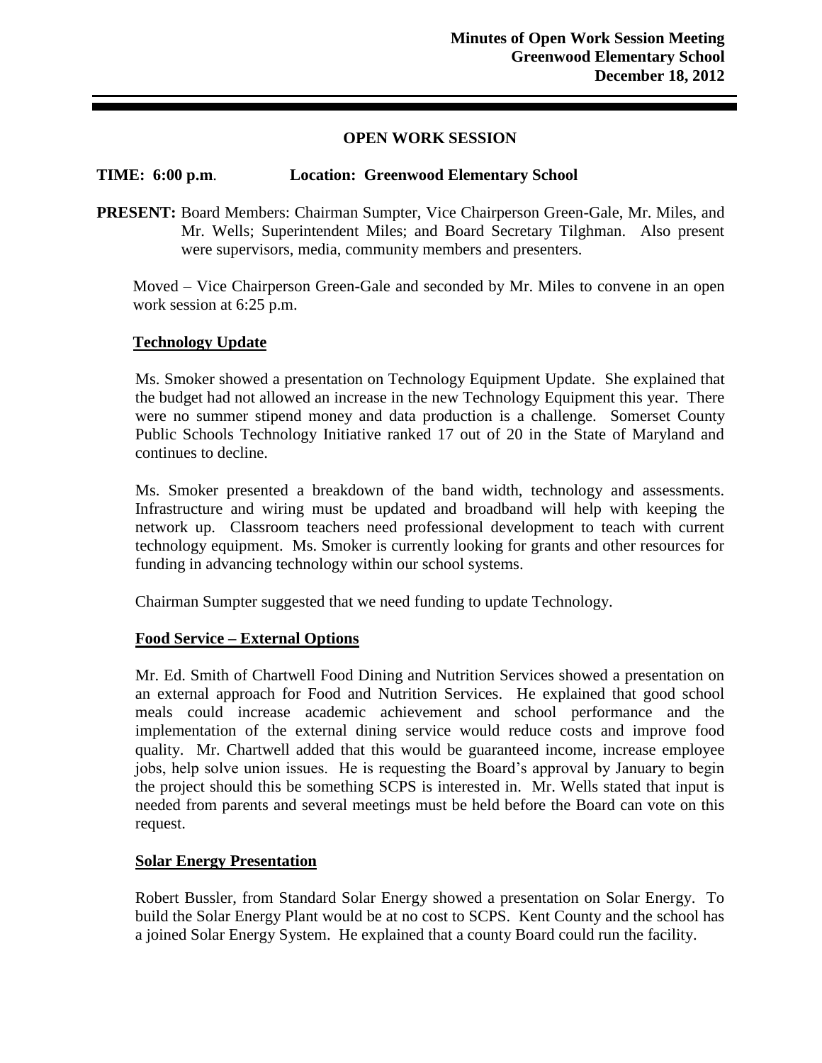**Minutes of Open Work Session Meeting**
**Greenwood Elementary School**
**December 18, 2012**

## OPEN WORK SESSION

**TIME: 6:00 p.m**. **Location: Greenwood Elementary School**

**PRESENT:** Board Members: Chairman Sumpter, Vice Chairperson Green-Gale, Mr. Miles, and Mr. Wells; Superintendent Miles; and Board Secretary Tilghman. Also present were supervisors, media, community members and presenters.

Moved – Vice Chairperson Green-Gale and seconded by Mr. Miles to convene in an open work session at 6:25 p.m.

### Technology Update

Ms. Smoker showed a presentation on Technology Equipment Update. She explained that the budget had not allowed an increase in the new Technology Equipment this year. There were no summer stipend money and data production is a challenge. Somerset County Public Schools Technology Initiative ranked 17 out of 20 in the State of Maryland and continues to decline.

Ms. Smoker presented a breakdown of the band width, technology and assessments. Infrastructure and wiring must be updated and broadband will help with keeping the network up. Classroom teachers need professional development to teach with current technology equipment. Ms. Smoker is currently looking for grants and other resources for funding in advancing technology within our school systems.

Chairman Sumpter suggested that we need funding to update Technology.

### Food Service – External Options

Mr. Ed. Smith of Chartwell Food Dining and Nutrition Services showed a presentation on an external approach for Food and Nutrition Services. He explained that good school meals could increase academic achievement and school performance and the implementation of the external dining service would reduce costs and improve food quality. Mr. Chartwell added that this would be guaranteed income, increase employee jobs, help solve union issues. He is requesting the Board's approval by January to begin the project should this be something SCPS is interested in. Mr. Wells stated that input is needed from parents and several meetings must be held before the Board can vote on this request.

### Solar Energy Presentation

Robert Bussler, from Standard Solar Energy showed a presentation on Solar Energy. To build the Solar Energy Plant would be at no cost to SCPS. Kent County and the school has a joined Solar Energy System. He explained that a county Board could run the facility.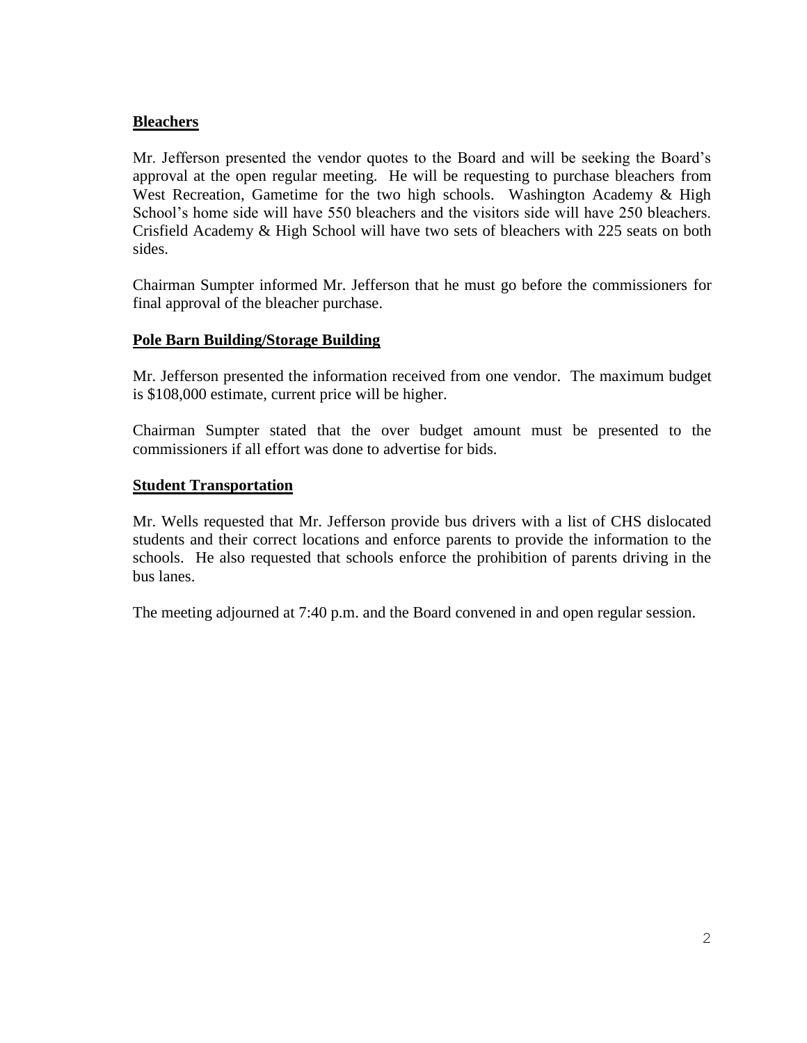**Bleachers**

Mr. Jefferson presented the vendor quotes to the Board and will be seeking the Board's approval at the open regular meeting. He will be requesting to purchase bleachers from West Recreation, Gametime for the two high schools. Washington Academy & High School's home side will have 550 bleachers and the visitors side will have 250 bleachers. Crisfield Academy & High School will have two sets of bleachers with 225 seats on both sides.

Chairman Sumpter informed Mr. Jefferson that he must go before the commissioners for final approval of the bleacher purchase.

**Pole Barn Building/Storage Building**

Mr. Jefferson presented the information received from one vendor. The maximum budget is $108,000 estimate, current price will be higher.

Chairman Sumpter stated that the over budget amount must be presented to the commissioners if all effort was done to advertise for bids.

**Student Transportation**

Mr. Wells requested that Mr. Jefferson provide bus drivers with a list of CHS dislocated students and their correct locations and enforce parents to provide the information to the schools. He also requested that schools enforce the prohibition of parents driving in the bus lanes.

The meeting adjourned at 7:40 p.m. and the Board convened in and open regular session.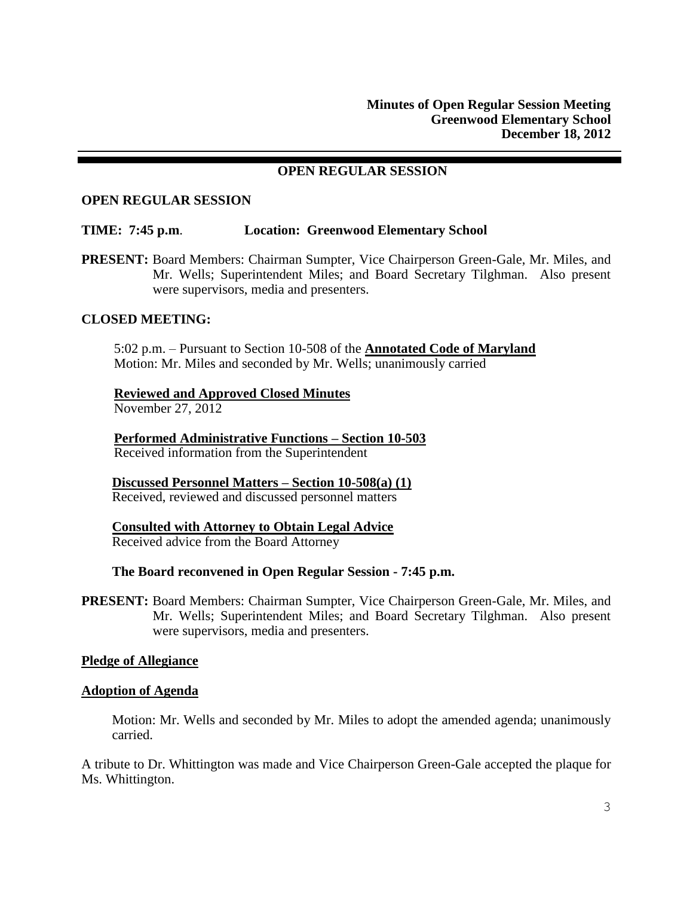**Minutes of Open Regular Session Meeting**
**Greenwood Elementary School**
**December 18, 2012**

---

## OPEN REGULAR SESSION

### OPEN REGULAR SESSION

**TIME: 7:45 p.m**. **Location: Greenwood Elementary School**

**PRESENT:** Board Members: Chairman Sumpter, Vice Chairperson Green-Gale, Mr. Miles, and Mr. Wells; Superintendent Miles; and Board Secretary Tilghman. Also present were supervisors, media and presenters.

### CLOSED MEETING:

5:02 p.m. – Pursuant to Section 10-508 of the **Annotated Code of Maryland**
Motion: Mr. Miles and seconded by Mr. Wells; unanimously carried

**Reviewed and Approved Closed Minutes**
November 27, 2012

**Performed Administrative Functions – Section 10-503**
Received information from the Superintendent

**Discussed Personnel Matters – Section 10-508(a) (1)**
Received, reviewed and discussed personnel matters

**Consulted with Attorney to Obtain Legal Advice**
Received advice from the Board Attorney

**The Board reconvened in Open Regular Session - 7:45 p.m.**

**PRESENT:** Board Members: Chairman Sumpter, Vice Chairperson Green-Gale, Mr. Miles, and Mr. Wells; Superintendent Miles; and Board Secretary Tilghman. Also present were supervisors, media and presenters.

**Pledge of Allegiance**

**Adoption of Agenda**

Motion: Mr. Wells and seconded by Mr. Miles to adopt the amended agenda; unanimously carried.

A tribute to Dr. Whittington was made and Vice Chairperson Green-Gale accepted the plaque for Ms. Whittington.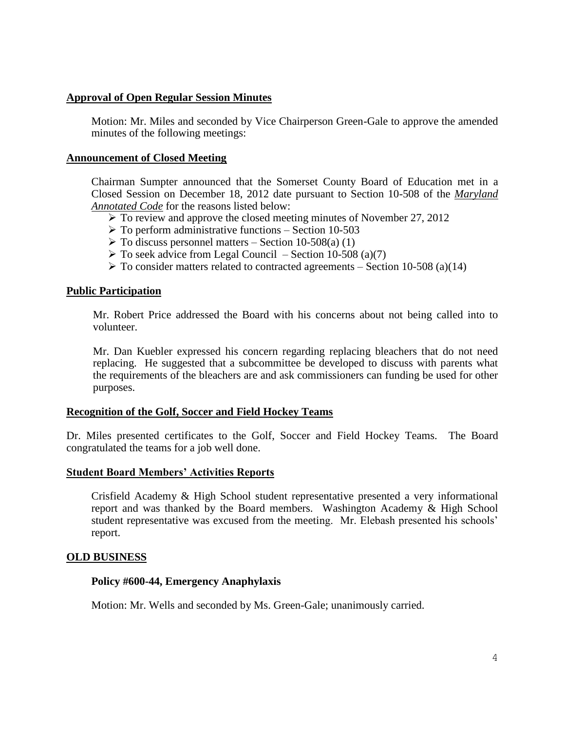**Approval of Open Regular Session Minutes**

Motion: Mr. Miles and seconded by Vice Chairperson Green-Gale to approve the amended minutes of the following meetings:

**Announcement of Closed Meeting**

Chairman Sumpter announced that the Somerset County Board of Education met in a Closed Session on December 18, 2012 date pursuant to Section 10-508 of the ***Maryland Annotated Code*** for the reasons listed below:

- To review and approve the closed meeting minutes of November 27, 2012
- To perform administrative functions – Section 10-503
- To discuss personnel matters – Section 10-508(a) (1)
- To seek advice from Legal Council – Section 10-508 (a)(7)
- To consider matters related to contracted agreements – Section 10-508 (a)(14)

**Public Participation**

Mr. Robert Price addressed the Board with his concerns about not being called into to volunteer.

Mr. Dan Kuebler expressed his concern regarding replacing bleachers that do not need replacing. He suggested that a subcommittee be developed to discuss with parents what the requirements of the bleachers are and ask commissioners can funding be used for other purposes.

**Recognition of the Golf, Soccer and Field Hockey Teams**

Dr. Miles presented certificates to the Golf, Soccer and Field Hockey Teams. The Board congratulated the teams for a job well done.

**Student Board Members' Activities Reports**

Crisfield Academy & High School student representative presented a very informational report and was thanked by the Board members. Washington Academy & High School student representative was excused from the meeting. Mr. Elebash presented his schools' report.

**OLD BUSINESS**

**Policy #600-44, Emergency Anaphylaxis**

Motion: Mr. Wells and seconded by Ms. Green-Gale; unanimously carried.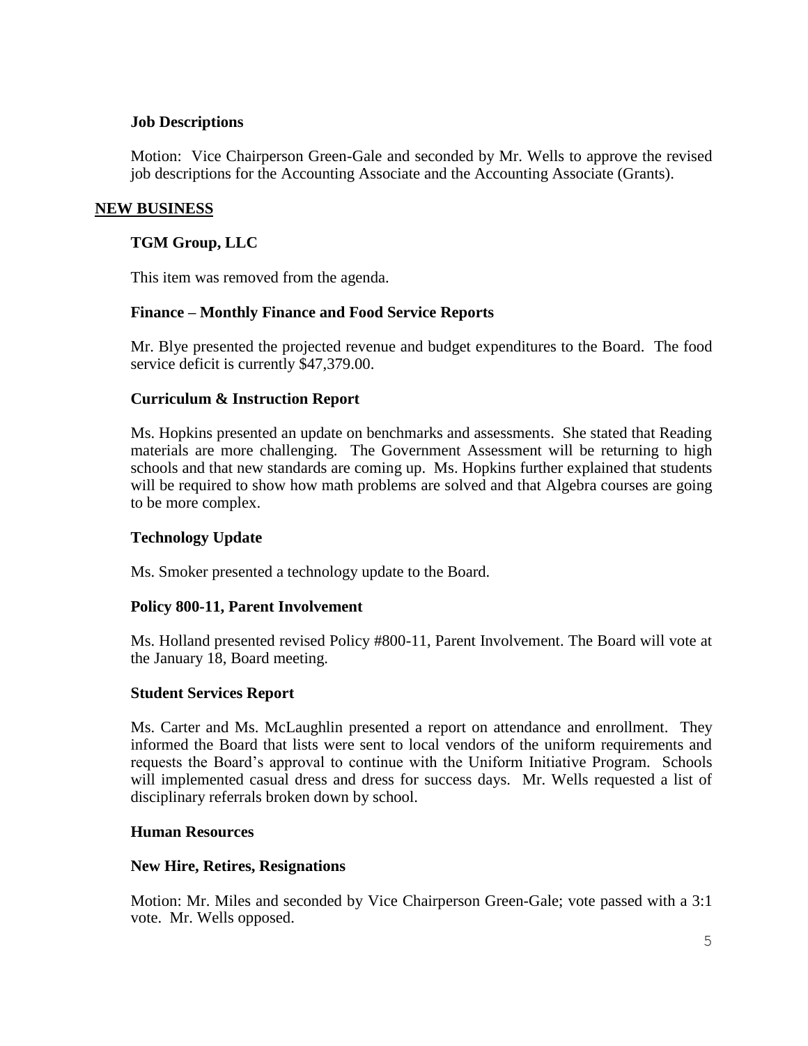### Job Descriptions

Motion: Vice Chairperson Green-Gale and seconded by Mr. Wells to approve the revised job descriptions for the Accounting Associate and the Accounting Associate (Grants).

## NEW BUSINESS

### TGM Group, LLC

This item was removed from the agenda.

### Finance – Monthly Finance and Food Service Reports

Mr. Blye presented the projected revenue and budget expenditures to the Board. The food service deficit is currently $47,379.00.

### Curriculum & Instruction Report

Ms. Hopkins presented an update on benchmarks and assessments. She stated that Reading materials are more challenging. The Government Assessment will be returning to high schools and that new standards are coming up. Ms. Hopkins further explained that students will be required to show how math problems are solved and that Algebra courses are going to be more complex.

### Technology Update

Ms. Smoker presented a technology update to the Board.

### Policy 800-11, Parent Involvement

Ms. Holland presented revised Policy #800-11, Parent Involvement. The Board will vote at the January 18, Board meeting.

### Student Services Report

Ms. Carter and Ms. McLaughlin presented a report on attendance and enrollment. They informed the Board that lists were sent to local vendors of the uniform requirements and requests the Board's approval to continue with the Uniform Initiative Program. Schools will implemented casual dress and dress for success days. Mr. Wells requested a list of disciplinary referrals broken down by school.

### Human Resources

### New Hire, Retires, Resignations

Motion: Mr. Miles and seconded by Vice Chairperson Green-Gale; vote passed with a 3:1 vote. Mr. Wells opposed.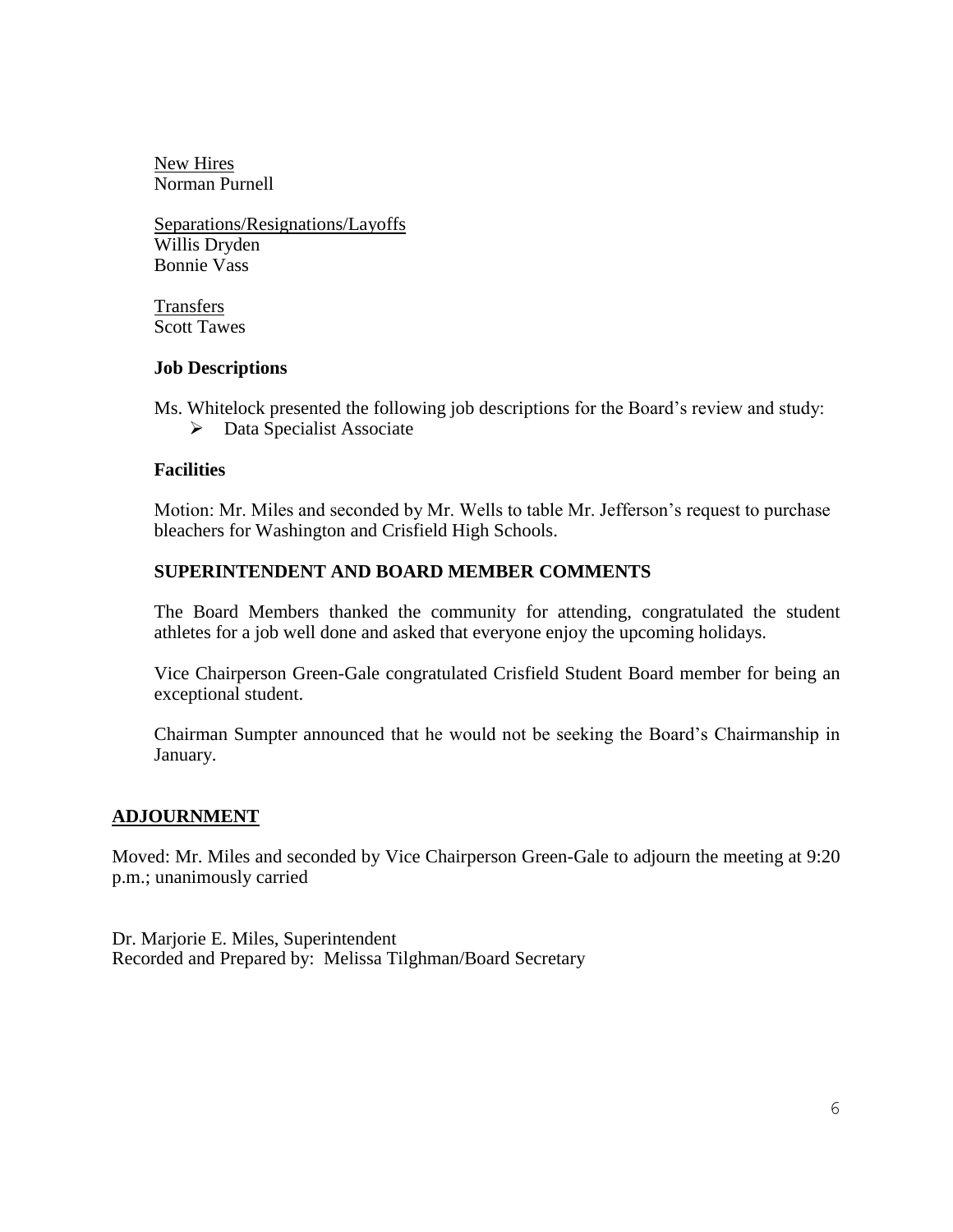New Hires
Norman Purnell

Separations/Resignations/Layoffs
Willis Dryden
Bonnie Vass

Transfers
Scott Tawes

**Job Descriptions**

Ms. Whitelock presented the following job descriptions for the Board's review and study:

- Data Specialist Associate

**Facilities**

Motion: Mr. Miles and seconded by Mr. Wells to table Mr. Jefferson's request to purchase bleachers for Washington and Crisfield High Schools.

**SUPERINTENDENT AND BOARD MEMBER COMMENTS**

The Board Members thanked the community for attending, congratulated the student athletes for a job well done and asked that everyone enjoy the upcoming holidays.

Vice Chairperson Green-Gale congratulated Crisfield Student Board member for being an exceptional student.

Chairman Sumpter announced that he would not be seeking the Board's Chairmanship in January.

## ADJOURNMENT

Moved: Mr. Miles and seconded by Vice Chairperson Green-Gale to adjourn the meeting at 9:20 p.m.; unanimously carried

Dr. Marjorie E. Miles, Superintendent
Recorded and Prepared by: Melissa Tilghman/Board Secretary